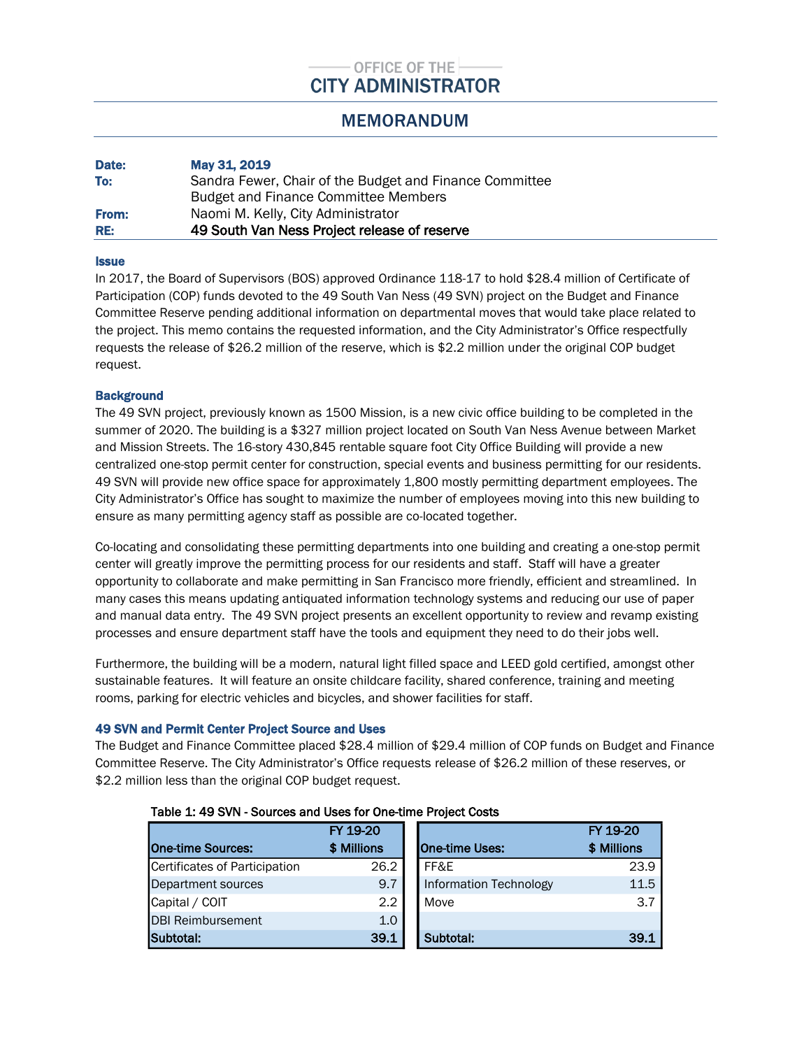OFFICE OF THE

CITY ADMINISTRATOR

# MEMORANDUM

| | |
|---|---|
| **Date:** | **May 31, 2019** |
| **To:** | Sandra Fewer, Chair of the Budget and Finance Committee<br>Budget and Finance Committee Members |
| **From:** | Naomi M. Kelly, City Administrator |
| **RE:** | **49 South Van Ness Project release of reserve** |

### Issue

In 2017, the Board of Supervisors (BOS) approved Ordinance 118-17 to hold $28.4 million of Certificate of Participation (COP) funds devoted to the 49 South Van Ness (49 SVN) project on the Budget and Finance Committee Reserve pending additional information on departmental moves that would take place related to the project. This memo contains the requested information, and the City Administrator's Office respectfully requests the release of $26.2 million of the reserve, which is $2.2 million under the original COP budget request.

### Background

The 49 SVN project, previously known as 1500 Mission, is a new civic office building to be completed in the summer of 2020. The building is a $327 million project located on South Van Ness Avenue between Market and Mission Streets. The 16-story 430,845 rentable square foot City Office Building will provide a new centralized one-stop permit center for construction, special events and business permitting for our residents. 49 SVN will provide new office space for approximately 1,800 mostly permitting department employees. The City Administrator's Office has sought to maximize the number of employees moving into this new building to ensure as many permitting agency staff as possible are co-located together.

Co-locating and consolidating these permitting departments into one building and creating a one-stop permit center will greatly improve the permitting process for our residents and staff. Staff will have a greater opportunity to collaborate and make permitting in San Francisco more friendly, efficient and streamlined. In many cases this means updating antiquated information technology systems and reducing our use of paper and manual data entry. The 49 SVN project presents an excellent opportunity to review and revamp existing processes and ensure department staff have the tools and equipment they need to do their jobs well.

Furthermore, the building will be a modern, natural light filled space and LEED gold certified, amongst other sustainable features. It will feature an onsite childcare facility, shared conference, training and meeting rooms, parking for electric vehicles and bicycles, and shower facilities for staff.

### 49 SVN and Permit Center Project Source and Uses

The Budget and Finance Committee placed $28.4 million of $29.4 million of COP funds on Budget and Finance Committee Reserve. The City Administrator's Office requests release of $26.2 million of these reserves, or $2.2 million less than the original COP budget request.

**Table 1: 49 SVN - Sources and Uses for One-time Project Costs**

| One-time Sources: | FY 19-20 $ Millions |
|---|---|
| Certificates of Participation | 26.2 |
| Department sources | 9.7 |
| Capital / COIT | 2.2 |
| DBI Reimbursement | 1.0 |
| **Subtotal:** | **39.1** |

| One-time Uses: | FY 19-20 $ Millions |
|---|---|
| FF&E | 23.9 |
| Information Technology | 11.5 |
| Move | 3.7 |
| **Subtotal:** | **39.1** |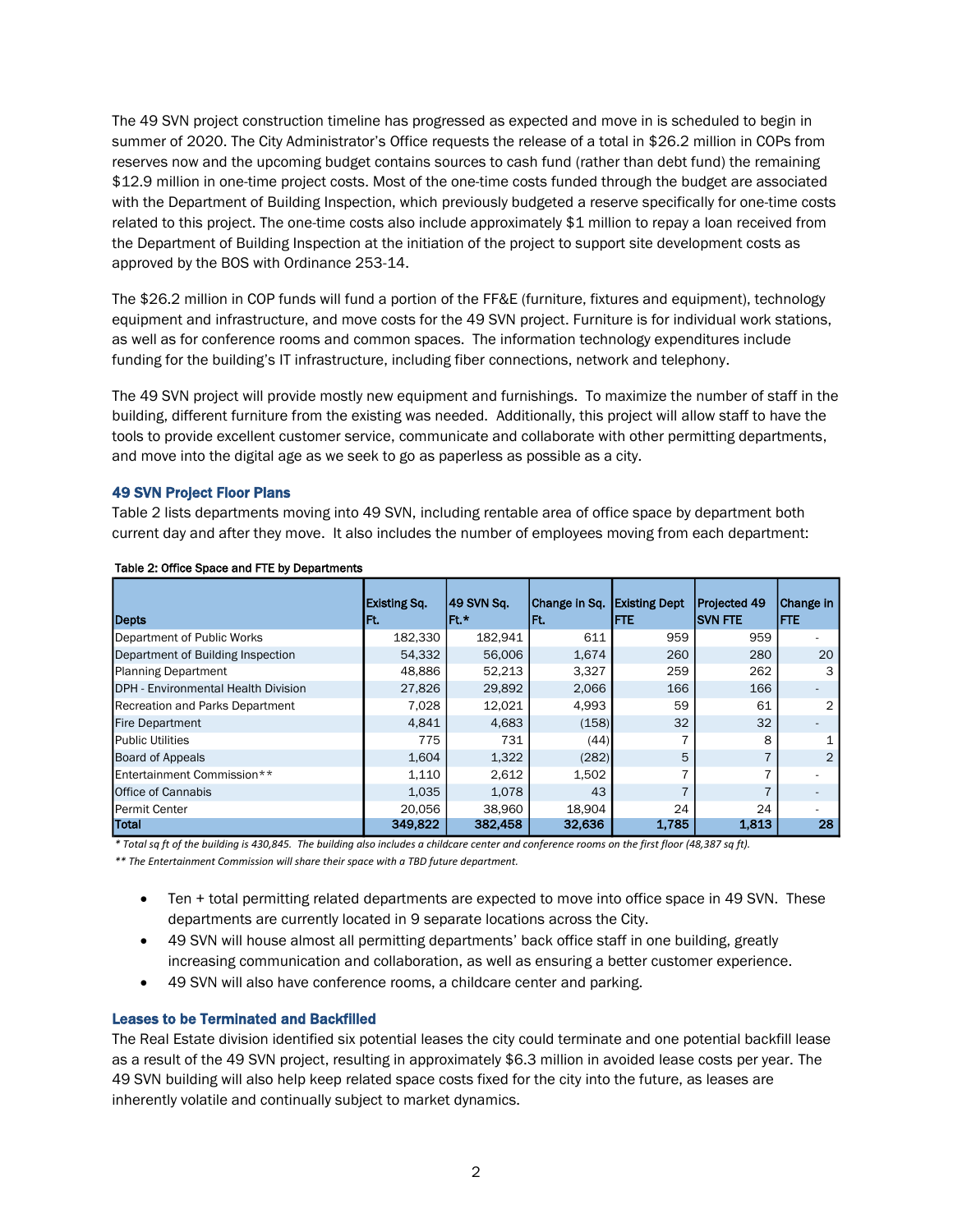The 49 SVN project construction timeline has progressed as expected and move in is scheduled to begin in summer of 2020. The City Administrator's Office requests the release of a total in $26.2 million in COPs from reserves now and the upcoming budget contains sources to cash fund (rather than debt fund) the remaining $12.9 million in one-time project costs. Most of the one-time costs funded through the budget are associated with the Department of Building Inspection, which previously budgeted a reserve specifically for one-time costs related to this project. The one-time costs also include approximately $1 million to repay a loan received from the Department of Building Inspection at the initiation of the project to support site development costs as approved by the BOS with Ordinance 253-14.

The $26.2 million in COP funds will fund a portion of the FF&E (furniture, fixtures and equipment), technology equipment and infrastructure, and move costs for the 49 SVN project. Furniture is for individual work stations, as well as for conference rooms and common spaces. The information technology expenditures include funding for the building's IT infrastructure, including fiber connections, network and telephony.

The 49 SVN project will provide mostly new equipment and furnishings. To maximize the number of staff in the building, different furniture from the existing was needed. Additionally, this project will allow staff to have the tools to provide excellent customer service, communicate and collaborate with other permitting departments, and move into the digital age as we seek to go as paperless as possible as a city.

### 49 SVN Project Floor Plans

Table 2 lists departments moving into 49 SVN, including rentable area of office space by department both current day and after they move. It also includes the number of employees moving from each department:

**Table 2: Office Space and FTE by Departments**

| Depts | Existing Sq. Ft. | 49 SVN Sq. Ft.* | Change in Sq. Ft. | Existing Dept FTE | Projected 49 SVN FTE | Change in FTE |
|---|---|---|---|---|---|---|
| Department of Public Works | 182,330 | 182,941 | 611 | 959 | 959 | - |
| Department of Building Inspection | 54,332 | 56,006 | 1,674 | 260 | 280 | 20 |
| Planning Department | 48,886 | 52,213 | 3,327 | 259 | 262 | 3 |
| DPH - Environmental Health Division | 27,826 | 29,892 | 2,066 | 166 | 166 | - |
| Recreation and Parks Department | 7,028 | 12,021 | 4,993 | 59 | 61 | 2 |
| Fire Department | 4,841 | 4,683 | (158) | 32 | 32 | - |
| Public Utilities | 775 | 731 | (44) | 7 | 8 | 1 |
| Board of Appeals | 1,604 | 1,322 | (282) | 5 | 7 | 2 |
| Entertainment Commission** | 1,110 | 2,612 | 1,502 | 7 | 7 | - |
| Office of Cannabis | 1,035 | 1,078 | 43 | 7 | 7 | - |
| Permit Center | 20,056 | 38,960 | 18,904 | 24 | 24 | - |
| **Total** | **349,822** | **382,458** | **32,636** | **1,785** | **1,813** | **28** |

*\* Total sq ft of the building is 430,845. The building also includes a childcare center and conference rooms on the first floor (48,387 sq ft).*

*\*\* The Entertainment Commission will share their space with a TBD future department.*

- Ten + total permitting related departments are expected to move into office space in 49 SVN. These departments are currently located in 9 separate locations across the City.
- 49 SVN will house almost all permitting departments' back office staff in one building, greatly increasing communication and collaboration, as well as ensuring a better customer experience.
- 49 SVN will also have conference rooms, a childcare center and parking.

### Leases to be Terminated and Backfilled

The Real Estate division identified six potential leases the city could terminate and one potential backfill lease as a result of the 49 SVN project, resulting in approximately $6.3 million in avoided lease costs per year. The 49 SVN building will also help keep related space costs fixed for the city into the future, as leases are inherently volatile and continually subject to market dynamics.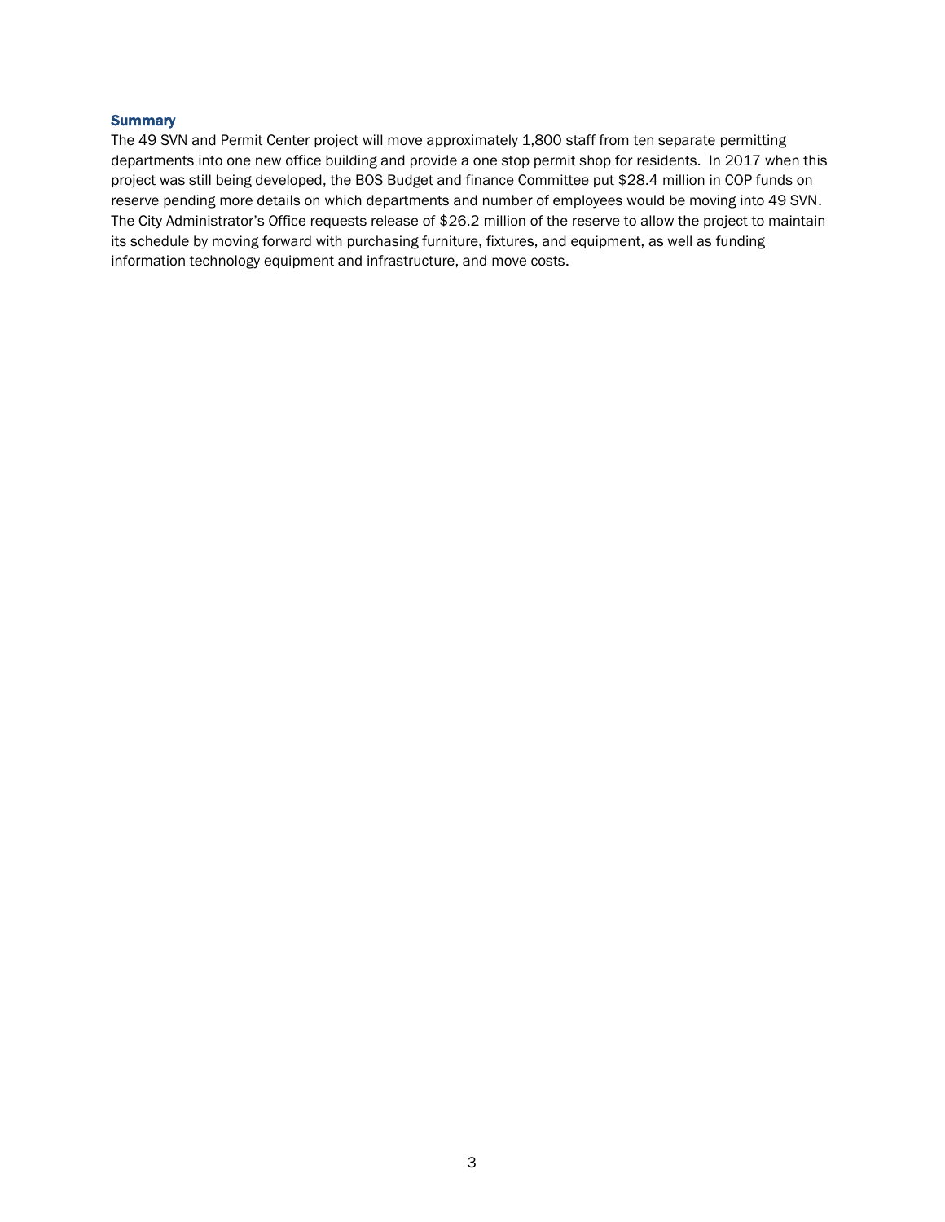### Summary

The 49 SVN and Permit Center project will move approximately 1,800 staff from ten separate permitting departments into one new office building and provide a one stop permit shop for residents. In 2017 when this project was still being developed, the BOS Budget and finance Committee put $28.4 million in COP funds on reserve pending more details on which departments and number of employees would be moving into 49 SVN. The City Administrator's Office requests release of $26.2 million of the reserve to allow the project to maintain its schedule by moving forward with purchasing furniture, fixtures, and equipment, as well as funding information technology equipment and infrastructure, and move costs.